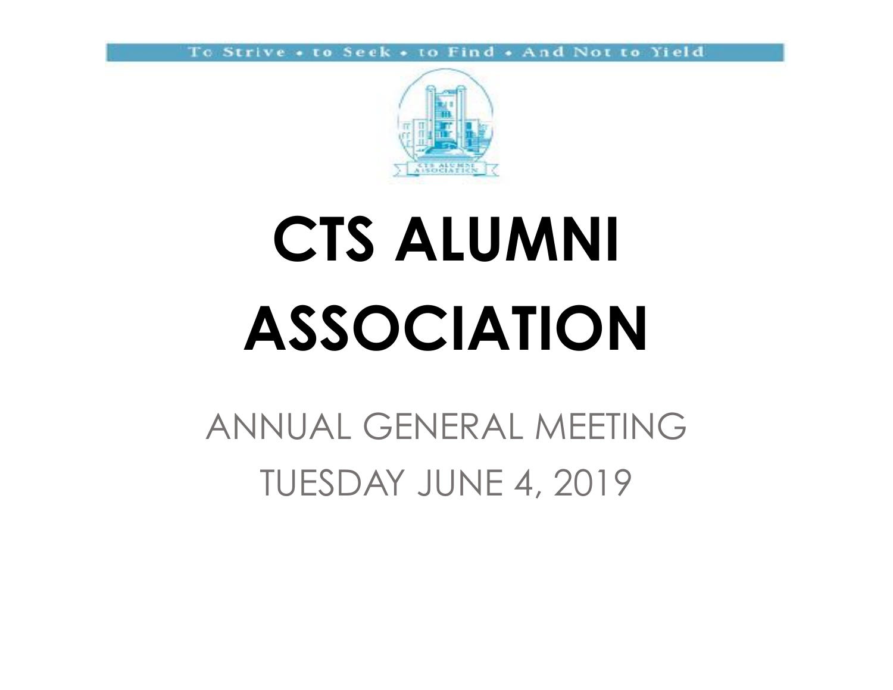To Strive • to Seek • to Find • And Not to Yield

# CTS ALUMNI ASSOCIATION

ANNUAL GENERAL MEETING

TUESDAY JUNE 4, 2019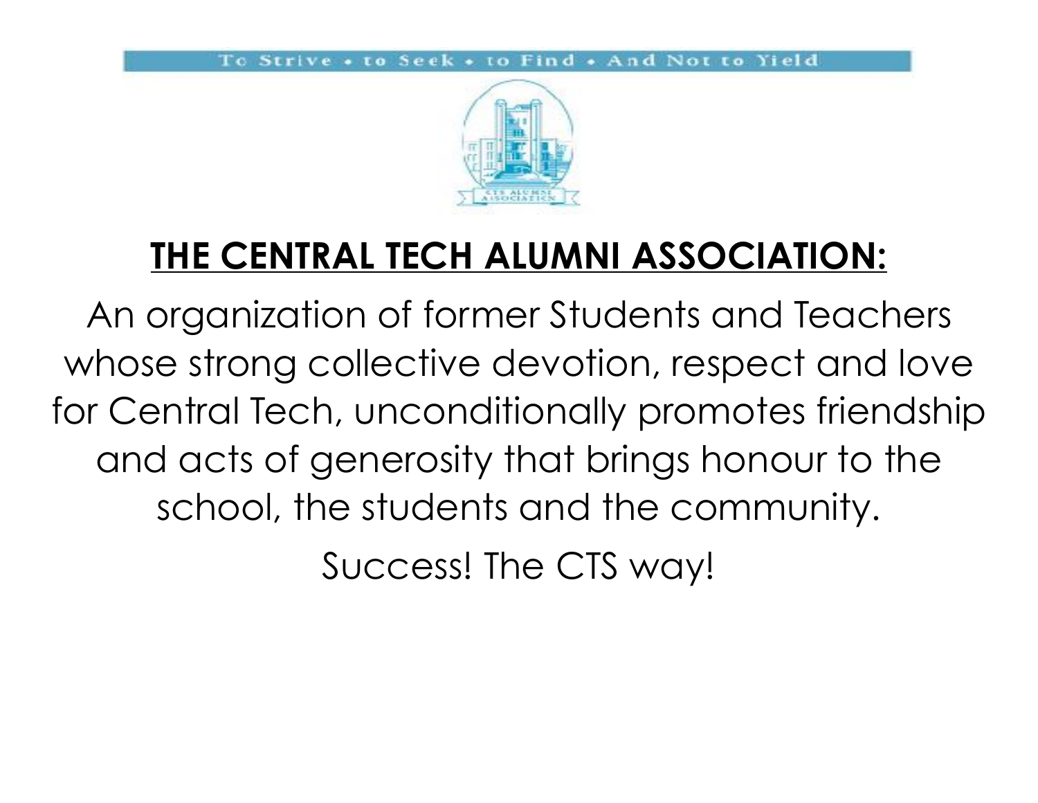To Strive • to Seek • to Find • And Not to Yield

## THE CENTRAL TECH ALUMNI ASSOCIATION:

An organization of former Students and Teachers whose strong collective devotion, respect and love for Central Tech, unconditionally promotes friendship and acts of generosity that brings honour to the school, the students and the community.

Success! The CTS way!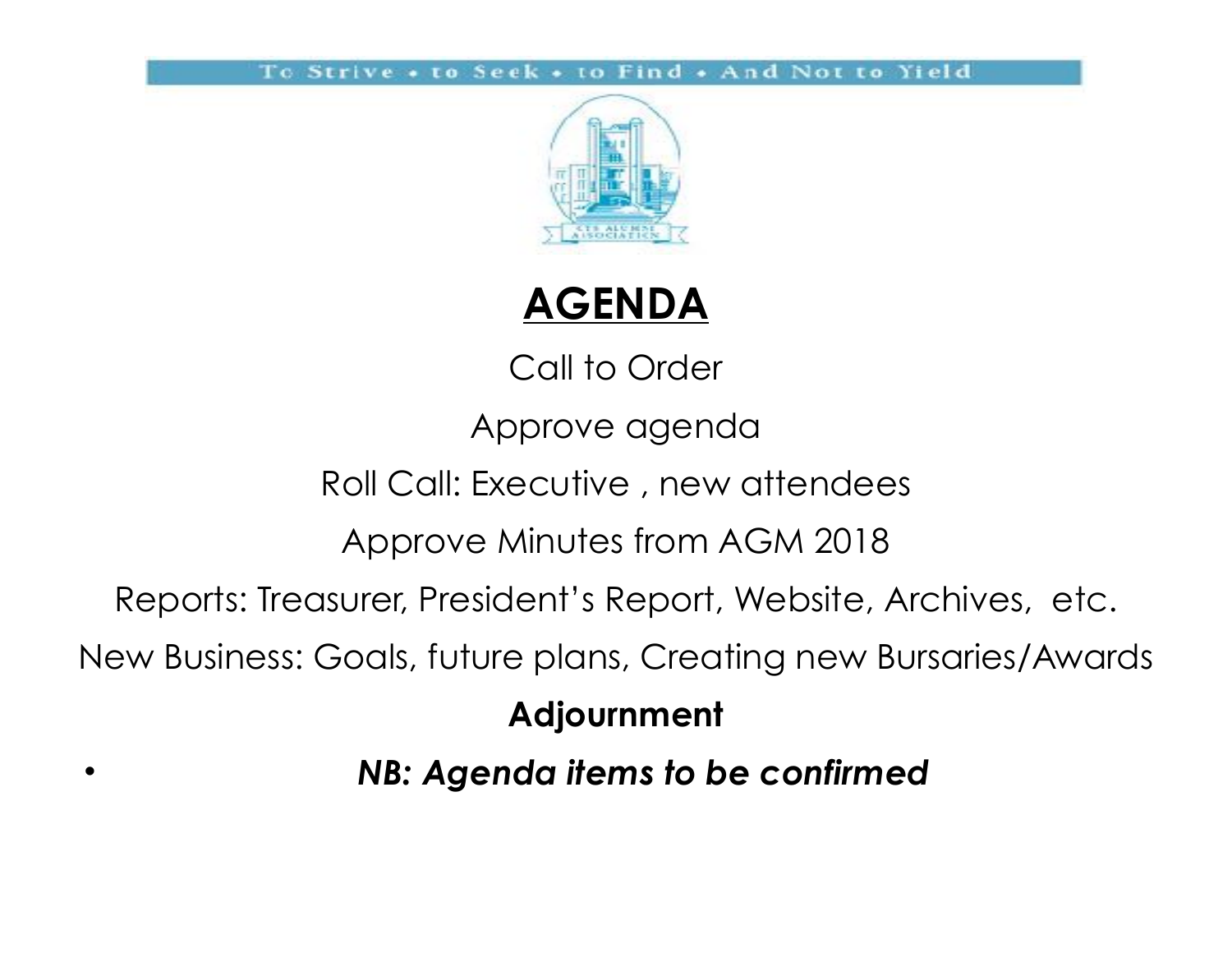To Strive • to Seek • to Find • And Not to Yield

# AGENDA

Call to Order

Approve agenda

Roll Call: Executive , new attendees

Approve Minutes from AGM 2018

Reports: Treasurer, President's Report, Website, Archives, etc.

New Business: Goals, future plans, Creating new Bursaries/Awards

**Adjournment**

- ***NB: Agenda items to be confirmed***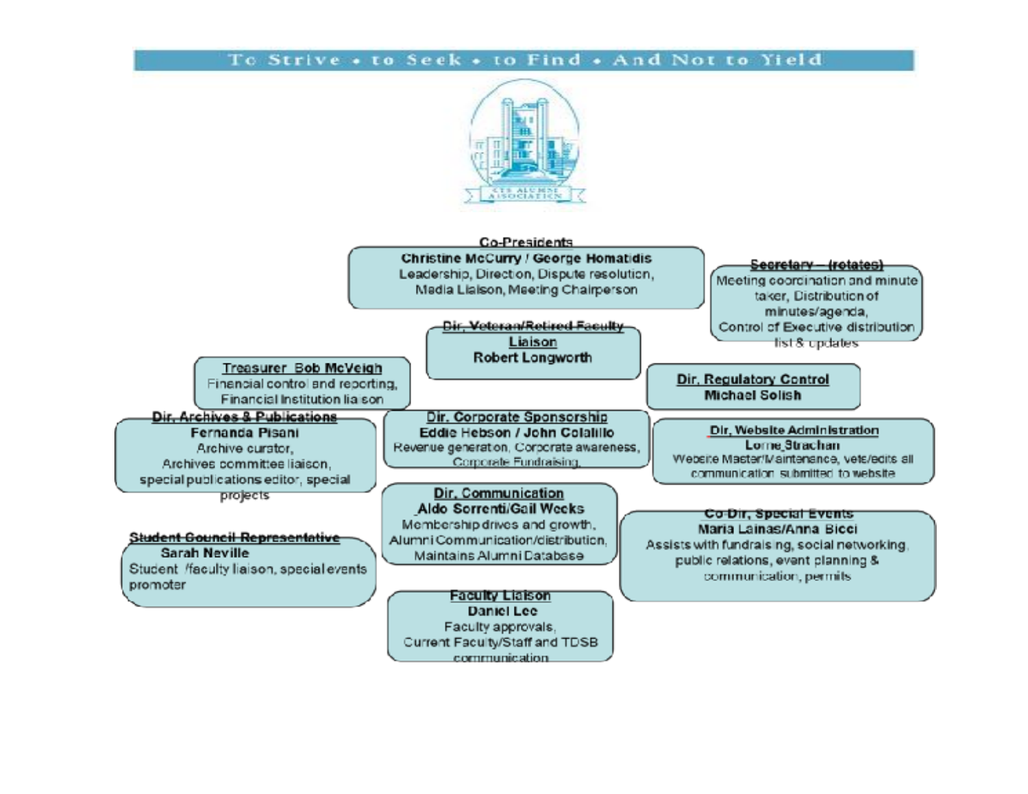To Strive • to Seek • to Find • And Not to Yield

**Co-Presidents**
**Christine McCurry / George Homatidis**
Leadership, Direction, Dispute resolution, Media Liaison, Meeting Chairperson

**Secretary – (rotates)**
Meeting coordination and minute taker, Distribution of minutes/agenda, Control of Executive distribution list & updates

**Dir. Veteran/Retired Faculty Liaison**
**Robert Longworth**

**Treasurer Bob McVeigh**
Financial control and reporting, Financial Institution liaison

**Dir. Regulatory Control**
**Michael Solish**

**Dir. Archives & Publications**
**Fernanda Pisani**
Archive curator, Archives committee liaison, special publications editor, special projects

**Dir. Corporate Sponsorship**
**Eddie Hebson / John Colalillo**
Revenue generation, Corporate awareness, Corporate Fundraising

**Dir. Website Administration**
**Lorne Strachan**
Website Master/Maintenance, vets/edits all communication submitted to website

**Dir. Communication**
**Aldo Sorrenti/Gail Weeks**
Membership drives and growth, Alumni Communication/distribution, Maintains Alumni Database

**Co-Dir, Special Events**
**Maria Lainas/Anna Bicci**
Assists with fundraising, social networking, public relations, event planning & communication, permits

**Student Council Representative**
**Sarah Neville**
Student /faculty liaison, special events promoter

**Faculty Liaison**
**Daniel Lee**
Faculty approvals, Current Faculty/Staff and TDSB communication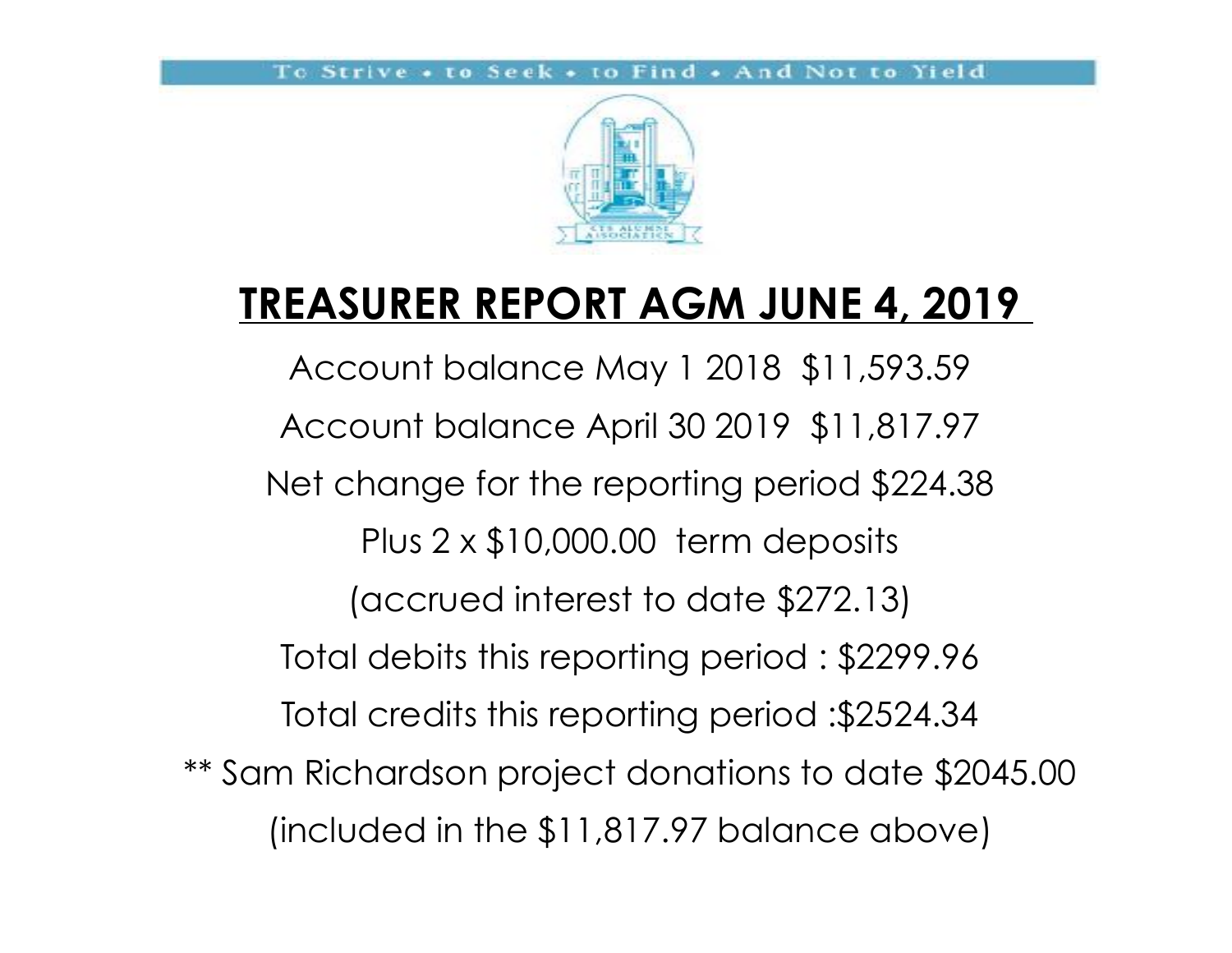To Strive • to Seek • to Find • And Not to Yield

# TREASURER REPORT AGM JUNE 4, 2019

Account balance May 1 2018  $11,593.59

Account balance April 30 2019  $11,817.97

Net change for the reporting period $224.38

Plus 2 x $10,000.00  term deposits

(accrued interest to date $272.13)

Total debits this reporting period : $2299.96

Total credits this reporting period :$2524.34

** Sam Richardson project donations to date $2045.00

(included in the $11,817.97 balance above)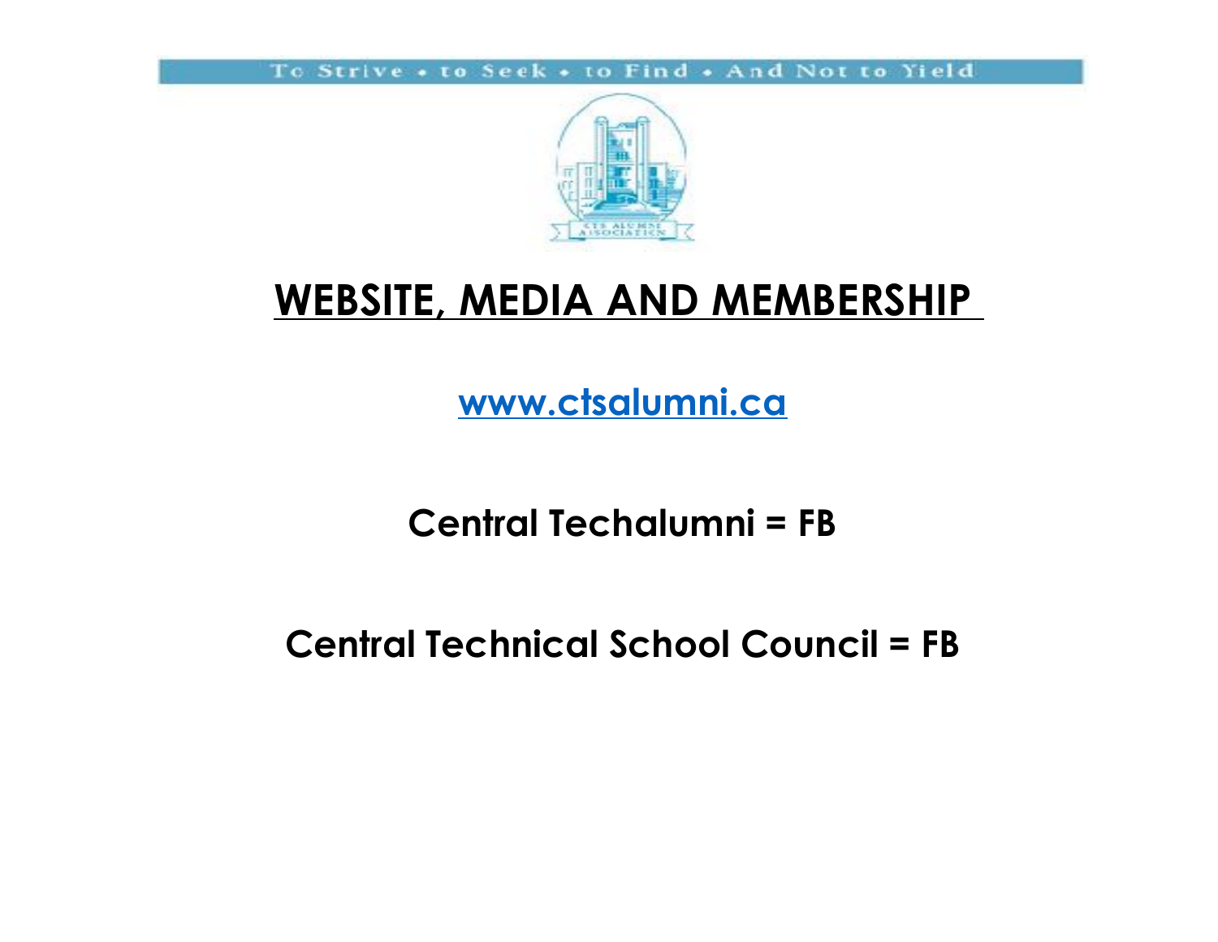To Strive • to Seek • to Find • And Not to Yield

CTS ALUMNI ASSOCIATION

## WEBSITE, MEDIA AND MEMBERSHIP

www.ctsalumni.ca

**Central Techalumni = FB**

**Central Technical School Council = FB**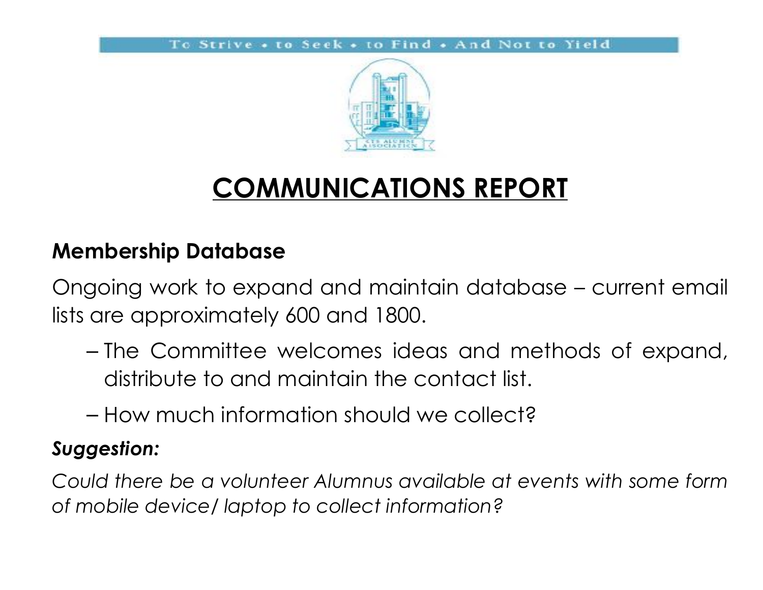To Strive • to Seek • to Find • And Not to Yield

# COMMUNICATIONS REPORT

**Membership Database**

Ongoing work to expand and maintain database – current email lists are approximately 600 and 1800.

- The Committee welcomes ideas and methods of expand, distribute to and maintain the contact list.
- How much information should we collect?

***Suggestion:***

*Could there be a volunteer Alumnus available at events with some form of mobile device/ laptop to collect information?*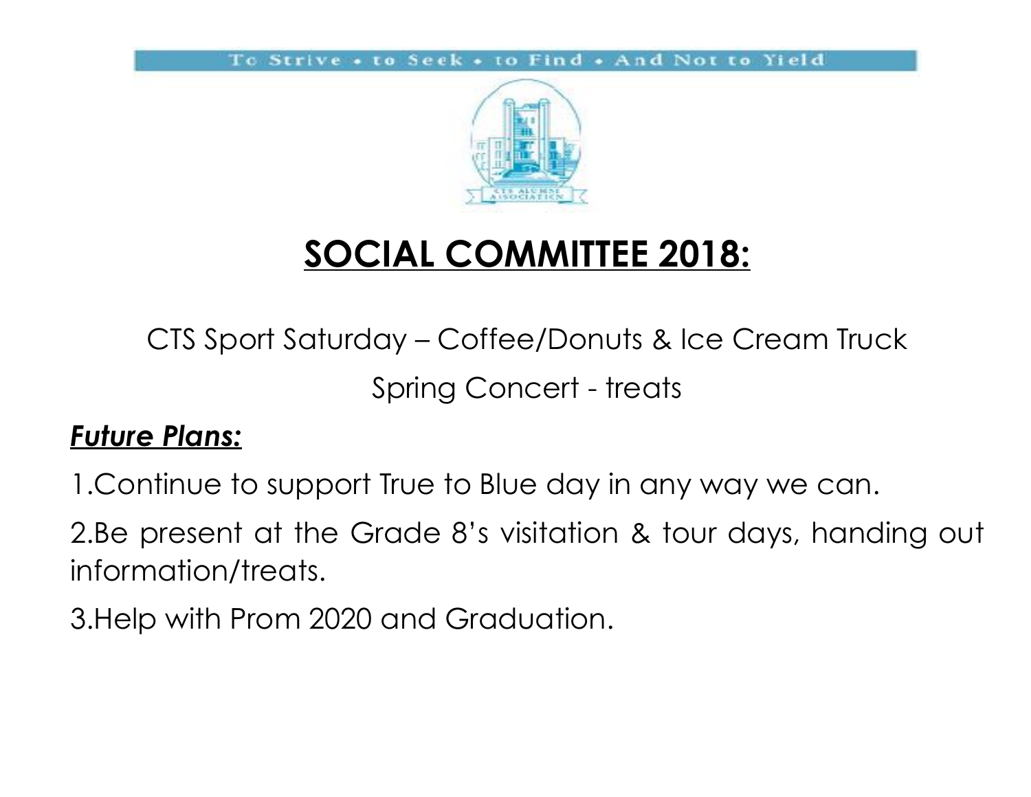To Strive • to Seek • to Find • And Not to Yield

# SOCIAL COMMITTEE 2018:

CTS Sport Saturday – Coffee/Donuts & Ice Cream Truck

Spring Concert - treats

***Future Plans:***

1. Continue to support True to Blue day in any way we can.
2. Be present at the Grade 8's visitation & tour days, handing out information/treats.
3. Help with Prom 2020 and Graduation.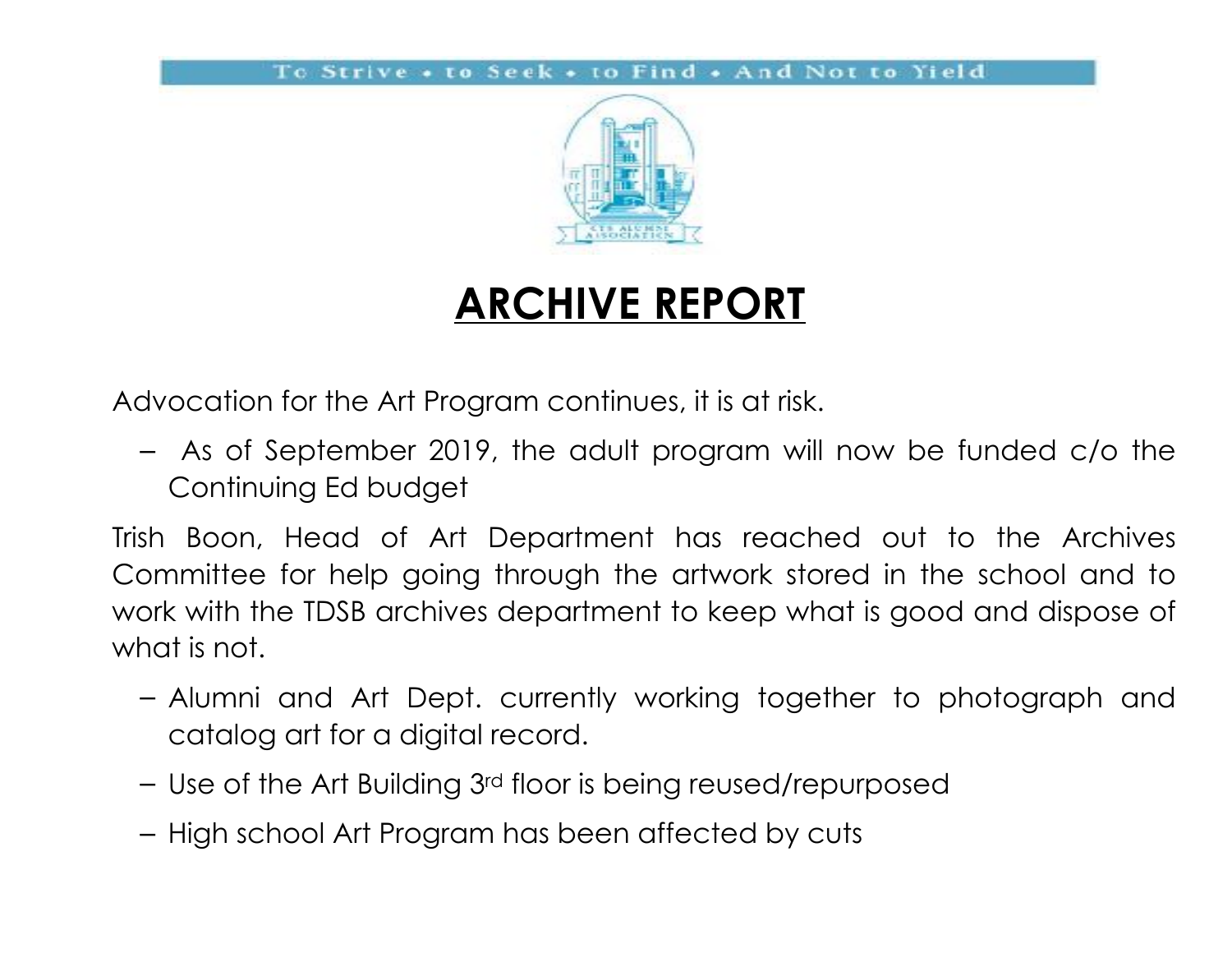To Strive • to Seek • to Find • And Not to Yield

# ARCHIVE REPORT

Advocation for the Art Program continues, it is at risk.

- As of September 2019, the adult program will now be funded c/o the Continuing Ed budget

Trish Boon, Head of Art Department has reached out to the Archives Committee for help going through the artwork stored in the school and to work with the TDSB archives department to keep what is good and dispose of what is not.

- Alumni and Art Dept. currently working together to photograph and catalog art for a digital record.
- Use of the Art Building 3rd floor is being reused/repurposed
- High school Art Program has been affected by cuts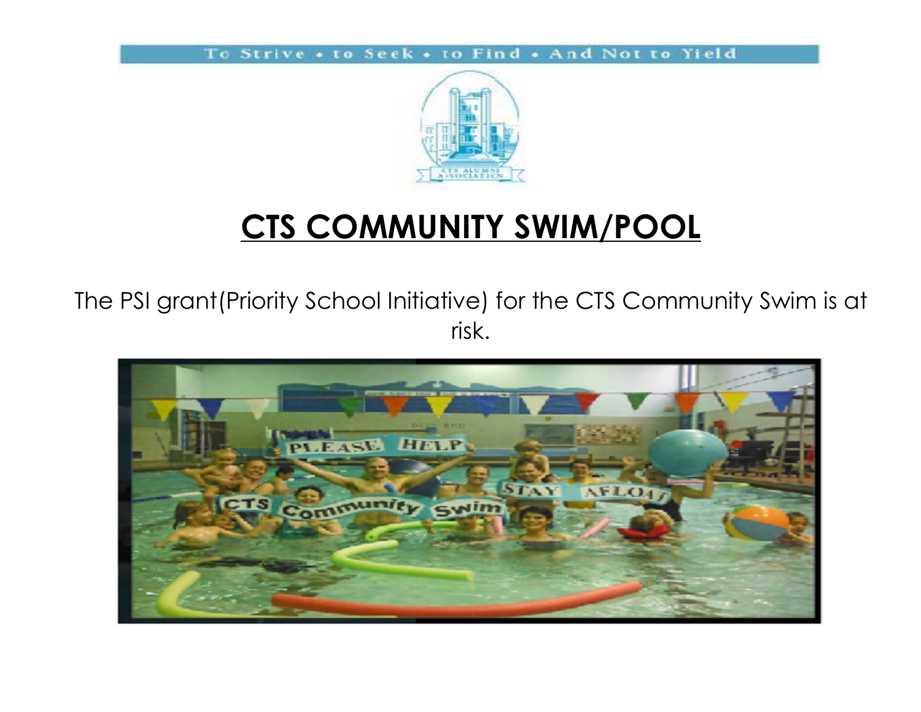To Strive • to Seek • to Find • And Not to Yield

# CTS COMMUNITY SWIM/POOL

The PSI grant(Priority School Initiative) for the CTS Community Swim is at risk.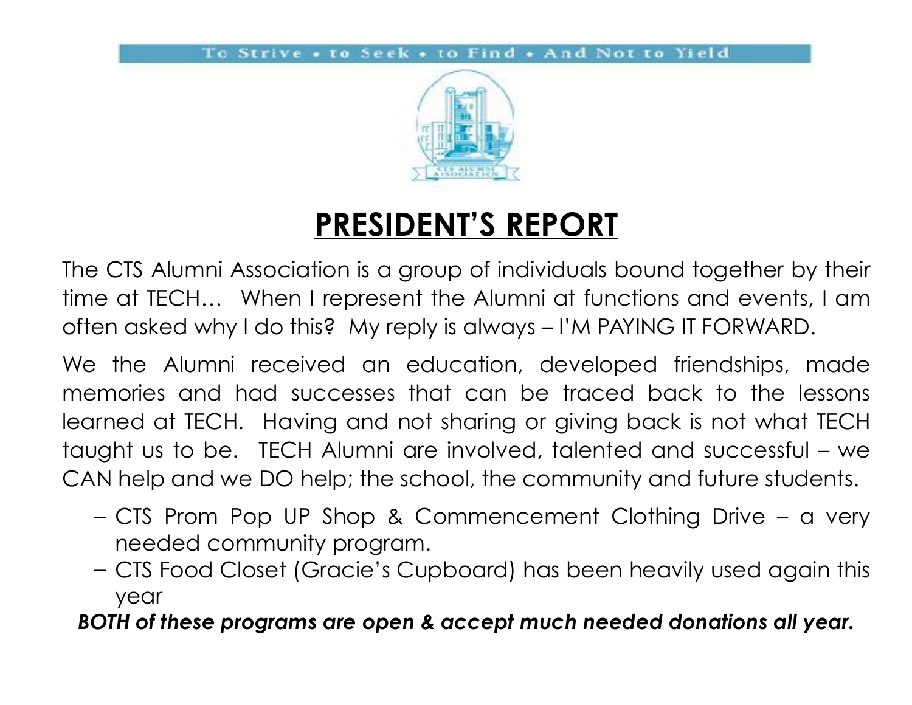To Strive • to Seek • to Find • And Not to Yield

# PRESIDENT'S REPORT

The CTS Alumni Association is a group of individuals bound together by their time at TECH… When I represent the Alumni at functions and events, I am often asked why I do this? My reply is always – I'M PAYING IT FORWARD.

We the Alumni received an education, developed friendships, made memories and had successes that can be traced back to the lessons learned at TECH. Having and not sharing or giving back is not what TECH taught us to be. TECH Alumni are involved, talented and successful – we CAN help and we DO help; the school, the community and future students.

- CTS Prom Pop UP Shop & Commencement Clothing Drive – a very needed community program.
- CTS Food Closet (Gracie's Cupboard) has been heavily used again this year

***BOTH of these programs are open & accept much needed donations all year.***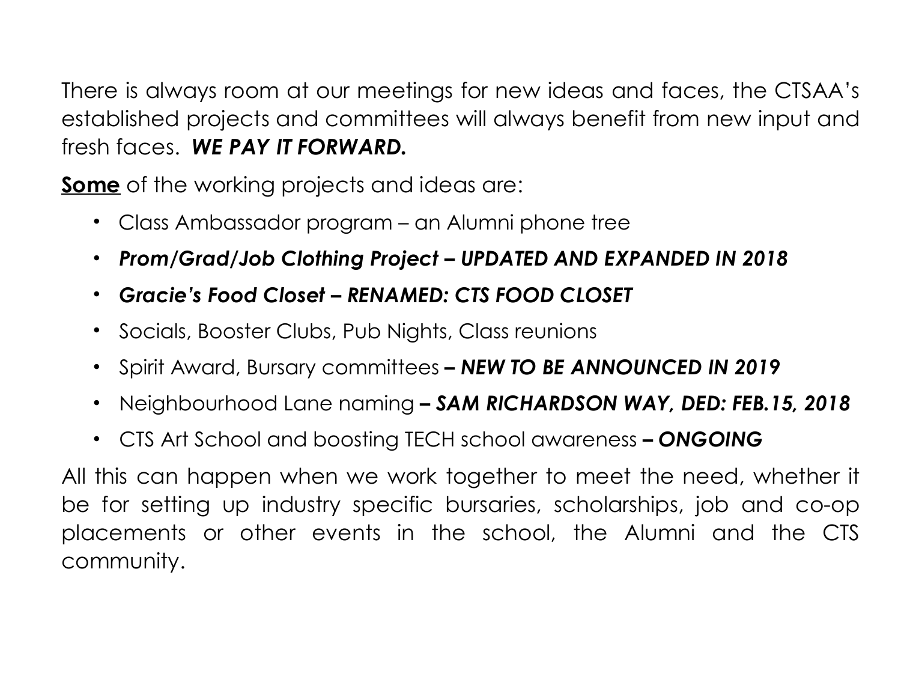There is always room at our meetings for new ideas and faces, the CTSAA's established projects and committees will always benefit from new input and fresh faces. ***WE PAY IT FORWARD.***

<u>**Some**</u> of the working projects and ideas are:

- Class Ambassador program – an Alumni phone tree
- ***Prom/Grad/Job Clothing Project – UPDATED AND EXPANDED IN 2018***
- ***Gracie's Food Closet – RENAMED: CTS FOOD CLOSET***
- Socials, Booster Clubs, Pub Nights, Class reunions
- Spirit Award, Bursary committees ***– NEW TO BE ANNOUNCED IN 2019***
- Neighbourhood Lane naming ***– SAM RICHARDSON WAY, DED: FEB.15, 2018***
- CTS Art School and boosting TECH school awareness ***– ONGOING***

All this can happen when we work together to meet the need, whether it be for setting up industry specific bursaries, scholarships, job and co-op placements or other events in the school, the Alumni and the CTS community.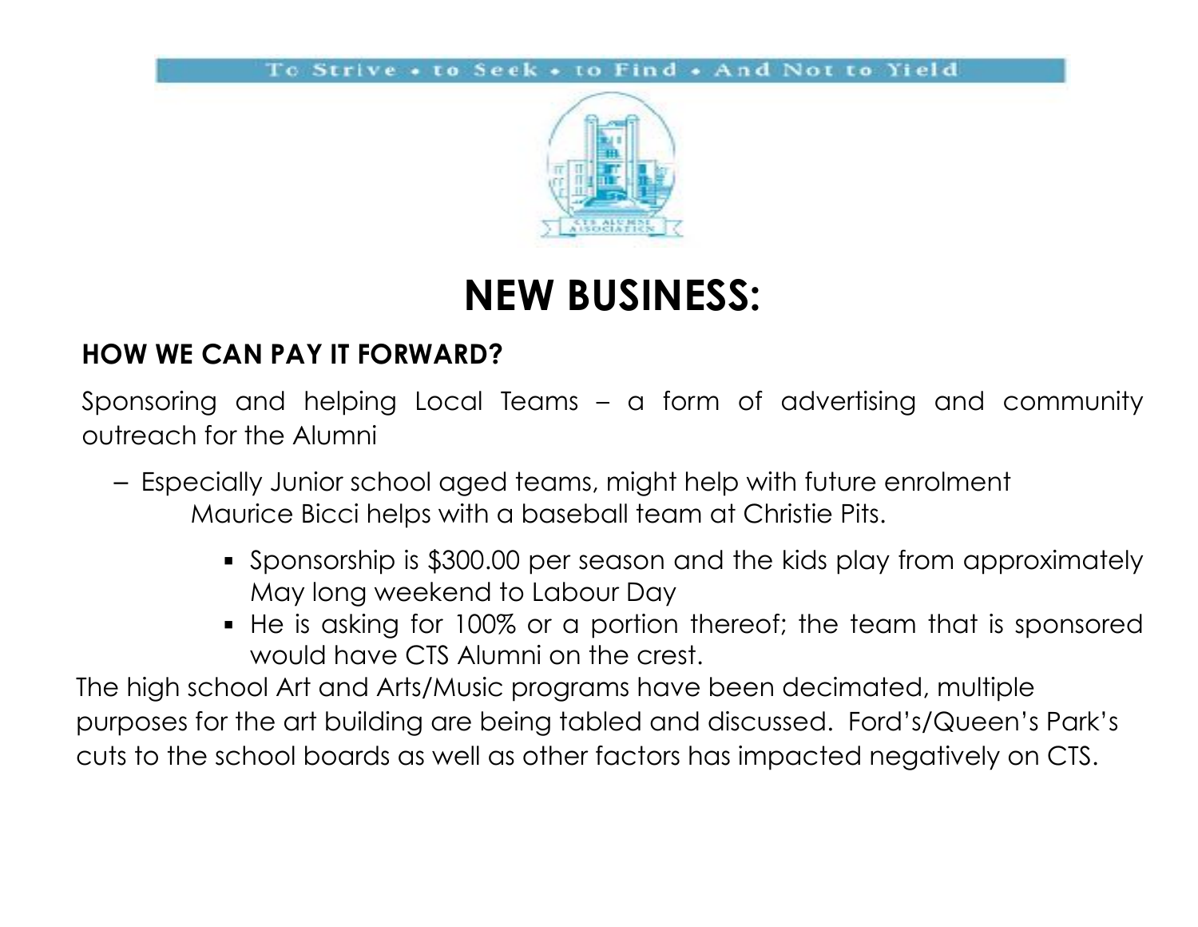# NEW BUSINESS:

**HOW WE CAN PAY IT FORWARD?**

Sponsoring and helping Local Teams – a form of advertising and community outreach for the Alumni

- Especially Junior school aged teams, might help with future enrolment
  Maurice Bicci helps with a baseball team at Christie Pits.
  - Sponsorship is $300.00 per season and the kids play from approximately May long weekend to Labour Day
  - He is asking for 100% or a portion thereof; the team that is sponsored would have CTS Alumni on the crest.

The high school Art and Arts/Music programs have been decimated, multiple purposes for the art building are being tabled and discussed. Ford's/Queen's Park's cuts to the school boards as well as other factors has impacted negatively on CTS.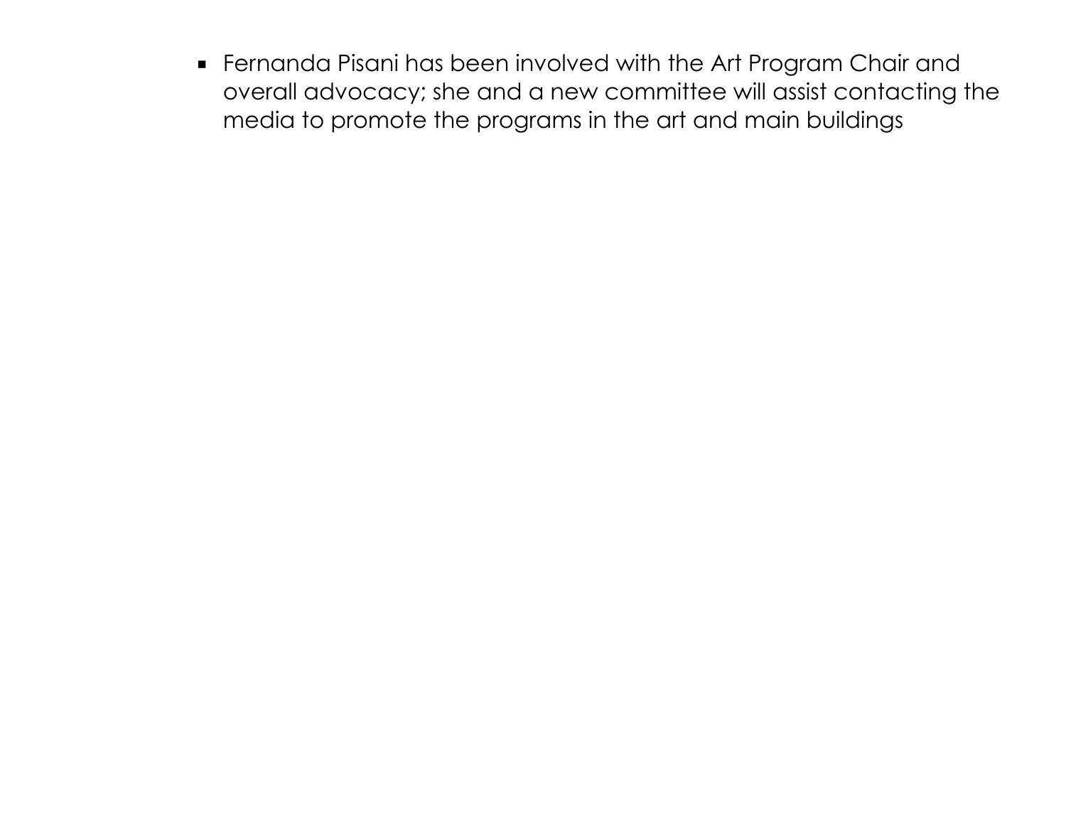- Fernanda Pisani has been involved with the Art Program Chair and overall advocacy; she and a new committee will assist contacting the media to promote the programs in the art and main buildings